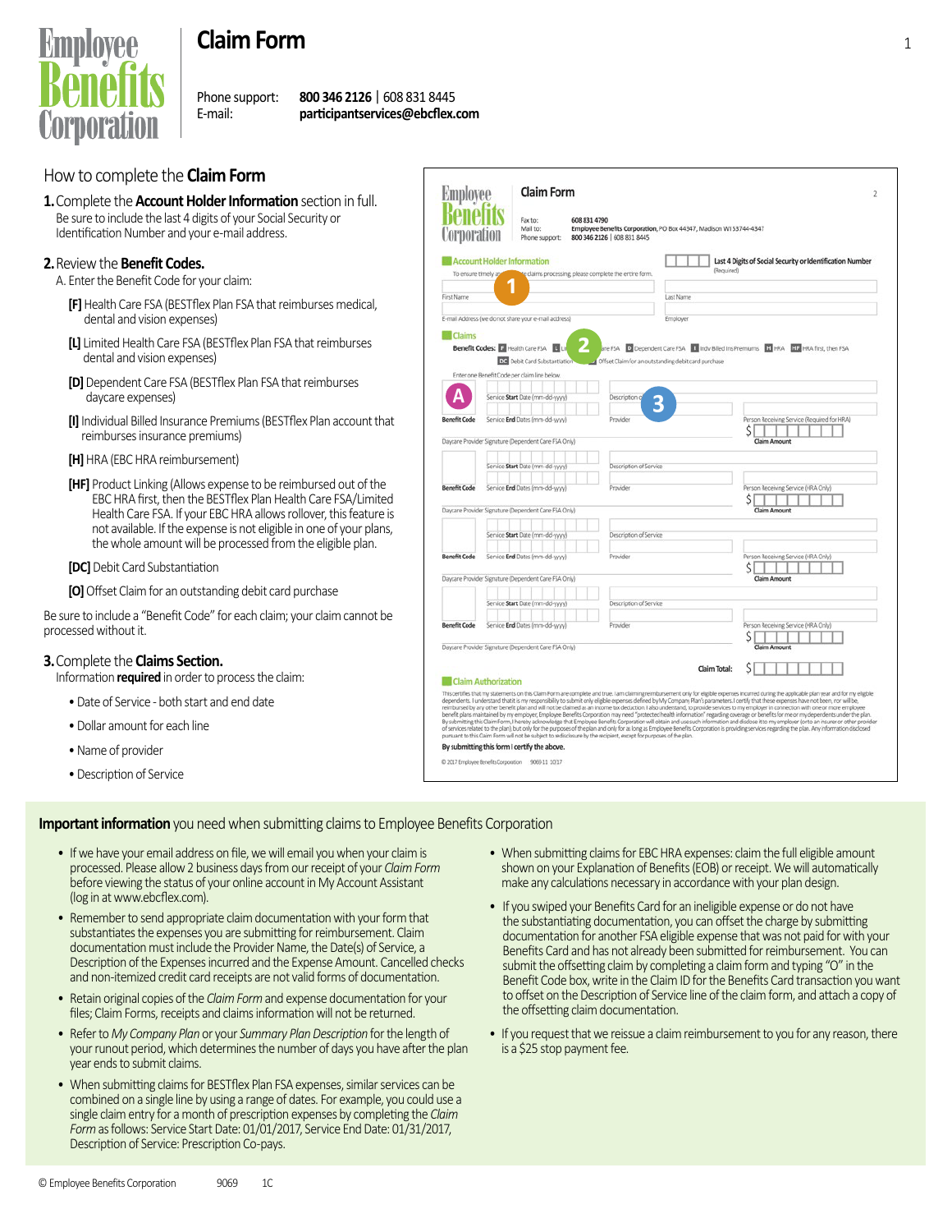# Employee Benefits Corporation

# Claim Form

Phone support: **800 346 2126** | 608 831 8445
E-mail: **participantservices@ebcflex.com**

## How to complete the **Claim Form**

**1.** Complete the **Account Holder Information** section in full.
Be sure to include the last 4 digits of your Social Security or Identification Number and your e-mail address.

**2.** Review the **Benefit Codes.**
A. Enter the Benefit Code for your claim:

**[F]** Health Care FSA (BESTflex Plan FSA that reimburses medical, dental and vision expenses)

**[L]** Limited Health Care FSA (BESTflex Plan FSA that reimburses dental and vision expenses)

**[D]** Dependent Care FSA (BESTflex Plan FSA that reimburses daycare expenses)

**[I]** Individual Billed Insurance Premiums (BESTflex Plan account that reimburses insurance premiums)

**[H]** HRA (EBC HRA reimbursement)

**[HF]** Product Linking (Allows expense to be reimbursed out of the EBC HRA first, then the BESTflex Plan Health Care FSA/Limited Health Care FSA. If your EBC HRA allows rollover, this feature is not available. If the expense is not eligible in one of your plans, the whole amount will be processed from the eligible plan.

**[DC]** Debit Card Substantiation

**[O]** Offset Claim for an outstanding debit card purchase

Be sure to include a "Benefit Code" for each claim; your claim cannot be processed without it.

**3.** Complete the **Claims Section.**
Information **required** in order to process the claim:

- Date of Service - both start and end date
- Dollar amount for each line
- Name of provider
- Description of Service

## **Important information** you need when submitting claims to Employee Benefits Corporation

- If we have your email address on file, we will email you when your claim is processed. Please allow 2 business days from our receipt of your *Claim Form* before viewing the status of your online account in My Account Assistant (log in at www.ebcflex.com).
- Remember to send appropriate claim documentation with your form that substantiates the expenses you are submitting for reimbursement. Claim documentation must include the Provider Name, the Date(s) of Service, a Description of the Expenses incurred and the Expense Amount. Cancelled checks and non-itemized credit card receipts are not valid forms of documentation.
- Retain original copies of the *Claim Form* and expense documentation for your files; Claim Forms, receipts and claims information will not be returned.
- Refer to *My Company Plan* or your *Summary Plan Description* for the length of your runout period, which determines the number of days you have after the plan year ends to submit claims.
- When submitting claims for BESTflex Plan FSA expenses, similar services can be combined on a single line by using a range of dates. For example, you could use a single claim entry for a month of prescription expenses by completing the *Claim Form* as follows: Service Start Date: 01/01/2017, Service End Date: 01/31/2017, Description of Service: Prescription Co-pays.
- When submitting claims for EBC HRA expenses: claim the full eligible amount shown on your Explanation of Benefits (EOB) or receipt. We will automatically make any calculations necessary in accordance with your plan design.
- If you swiped your Benefits Card for an ineligible expense or do not have the substantiating documentation, you can offset the charge by submitting documentation for another FSA eligible expense that was not paid for with your Benefits Card and has not already been submitted for reimbursement. You can submit the offsetting claim by completing a claim form and typing "O" in the Benefit Code box, write in the Claim ID for the Benefits Card transaction you want to offset on the Description of Service line of the claim form, and attach a copy of the offsetting claim documentation.
- If you request that we reissue a claim reimbursement to you for any reason, there is a $25 stop payment fee.

© Employee Benefits Corporation 9069 1C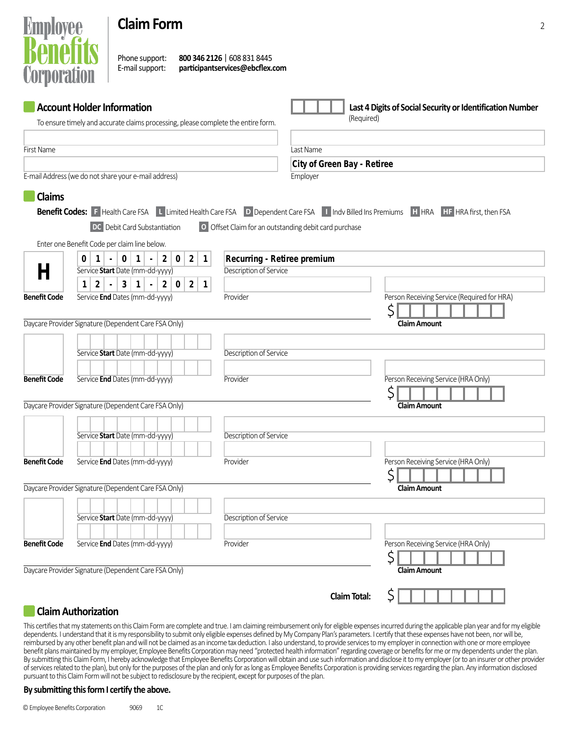# Employee Benefits Corporation

## Claim Form

Phone support: **800 346 2126** | 608 831 8445
E-mail support: **participantservices@ebcflex.com**

## Account Holder Information

To ensure timely and accurate claims processing, please complete the entire form.

**Last 4 Digits of Social Security or Identification Number** (Required)

First Name

Last Name

E-mail Address (we do not share your e-mail address)

**City of Green Bay - Retiree**
Employer

## Claims

**Benefit Codes:** F Health Care FSA   L Limited Health Care FSA   D Dependent Care FSA   I Indv Billed Ins Premiums   H HRA   HF HRA first, then FSA

DC Debit Card Substantiation   O Offset Claim for an outstanding debit card purchase

Enter one Benefit Code per claim line below.

**H**
**Benefit Code**

01-01-2021
Service **Start** Date (mm-dd-yyyy)

12-31-2021
Service **End** Dates (mm-dd-yyyy)

**Recurring - Retiree premium**
Description of Service

Provider

Person Receiving Service (Required for HRA)

$
**Claim Amount**

Daycare Provider Signature (Dependent Care FSA Only)

**Benefit Code**

Service **Start** Date (mm-dd-yyyy)

Service **End** Dates (mm-dd-yyyy)

Description of Service

Provider

Person Receiving Service (HRA Only)

$
**Claim Amount**

Daycare Provider Signature (Dependent Care FSA Only)

**Benefit Code**

Service **Start** Date (mm-dd-yyyy)

Service **End** Dates (mm-dd-yyyy)

Description of Service

Provider

Person Receiving Service (HRA Only)

$
**Claim Amount**

Daycare Provider Signature (Dependent Care FSA Only)

**Benefit Code**

Service **Start** Date (mm-dd-yyyy)

Service **End** Dates (mm-dd-yyyy)

Description of Service

Provider

Person Receiving Service (HRA Only)

$
**Claim Amount**

Daycare Provider Signature (Dependent Care FSA Only)

**Claim Total:** $

## Claim Authorization

This certifies that my statements on this Claim Form are complete and true. I am claiming reimbursement only for eligible expenses incurred during the applicable plan year and for my eligible dependents. I understand that it is my responsibility to submit only eligible expenses defined by My Company Plan's parameters. I certify that these expenses have not been, nor will be, reimbursed by any other benefit plan and will not be claimed as an income tax deduction. I also understand, to provide services to my employer in connection with one or more employee benefit plans maintained by my employer, Employee Benefits Corporation may need "protected health information" regarding coverage or benefits for me or my dependents under the plan. By submitting this Claim Form, I hereby acknowledge that Employee Benefits Corporation will obtain and use such information and disclose it to my employer (or to an insurer or other provider of services related to the plan), but only for the purposes of the plan and only for as long as Employee Benefits Corporation is providing services regarding the plan. Any information disclosed pursuant to this Claim Form will not be subject to redisclosure by the recipient, except for purposes of the plan.

**By submitting this form I certify the above.**

© Employee Benefits Corporation   9069   1C